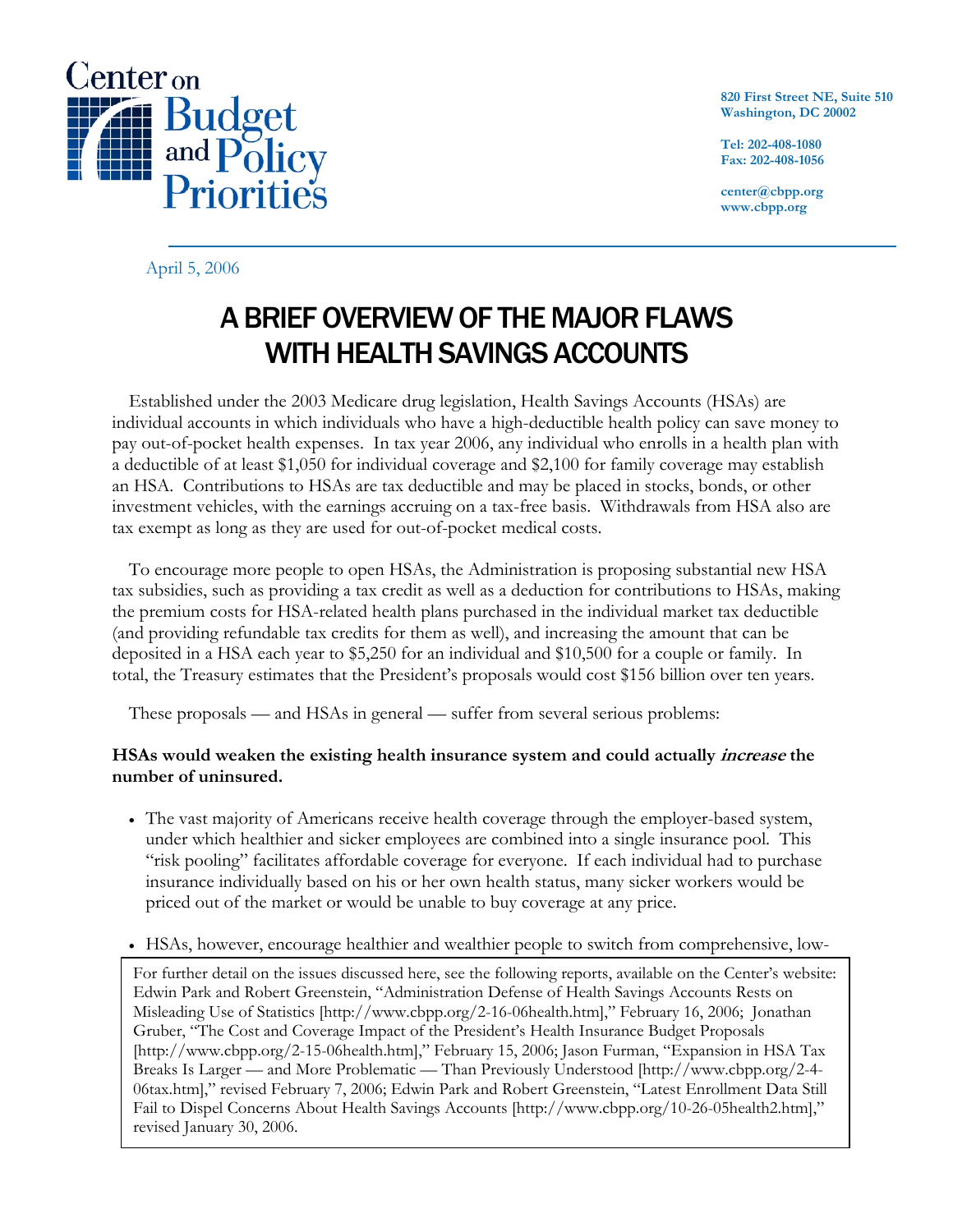Center on Budget and Policy Priorities

820 First Street NE, Suite 510
Washington, DC 20002

Tel: 202-408-1080
Fax: 202-408-1056

center@cbpp.org
www.cbpp.org

April 5, 2006

# A BRIEF OVERVIEW OF THE MAJOR FLAWS WITH HEALTH SAVINGS ACCOUNTS

Established under the 2003 Medicare drug legislation, Health Savings Accounts (HSAs) are individual accounts in which individuals who have a high-deductible health policy can save money to pay out-of-pocket health expenses. In tax year 2006, any individual who enrolls in a health plan with a deductible of at least $1,050 for individual coverage and $2,100 for family coverage may establish an HSA. Contributions to HSAs are tax deductible and may be placed in stocks, bonds, or other investment vehicles, with the earnings accruing on a tax-free basis. Withdrawals from HSA also are tax exempt as long as they are used for out-of-pocket medical costs.

To encourage more people to open HSAs, the Administration is proposing substantial new HSA tax subsidies, such as providing a tax credit as well as a deduction for contributions to HSAs, making the premium costs for HSA-related health plans purchased in the individual market tax deductible (and providing refundable tax credits for them as well), and increasing the amount that can be deposited in a HSA each year to $5,250 for an individual and $10,500 for a couple or family. In total, the Treasury estimates that the President's proposals would cost $156 billion over ten years.

These proposals — and HSAs in general — suffer from several serious problems:

**HSAs would weaken the existing health insurance system and could actually *increase* the number of uninsured.**

- The vast majority of Americans receive health coverage through the employer-based system, under which healthier and sicker employees are combined into a single insurance pool. This "risk pooling" facilitates affordable coverage for everyone. If each individual had to purchase insurance individually based on his or her own health status, many sicker workers would be priced out of the market or would be unable to buy coverage at any price.

- HSAs, however, encourage healthier and wealthier people to switch from comprehensive, low-

For further detail on the issues discussed here, see the following reports, available on the Center's website: Edwin Park and Robert Greenstein, "Administration Defense of Health Savings Accounts Rests on Misleading Use of Statistics [http://www.cbpp.org/2-16-06health.htm]," February 16, 2006; Jonathan Gruber, "The Cost and Coverage Impact of the President's Health Insurance Budget Proposals [http://www.cbpp.org/2-15-06health.htm]," February 15, 2006; Jason Furman, "Expansion in HSA Tax Breaks Is Larger — and More Problematic — Than Previously Understood [http://www.cbpp.org/2-4-06tax.htm]," revised February 7, 2006; Edwin Park and Robert Greenstein, "Latest Enrollment Data Still Fail to Dispel Concerns About Health Savings Accounts [http://www.cbpp.org/10-26-05health2.htm]," revised January 30, 2006.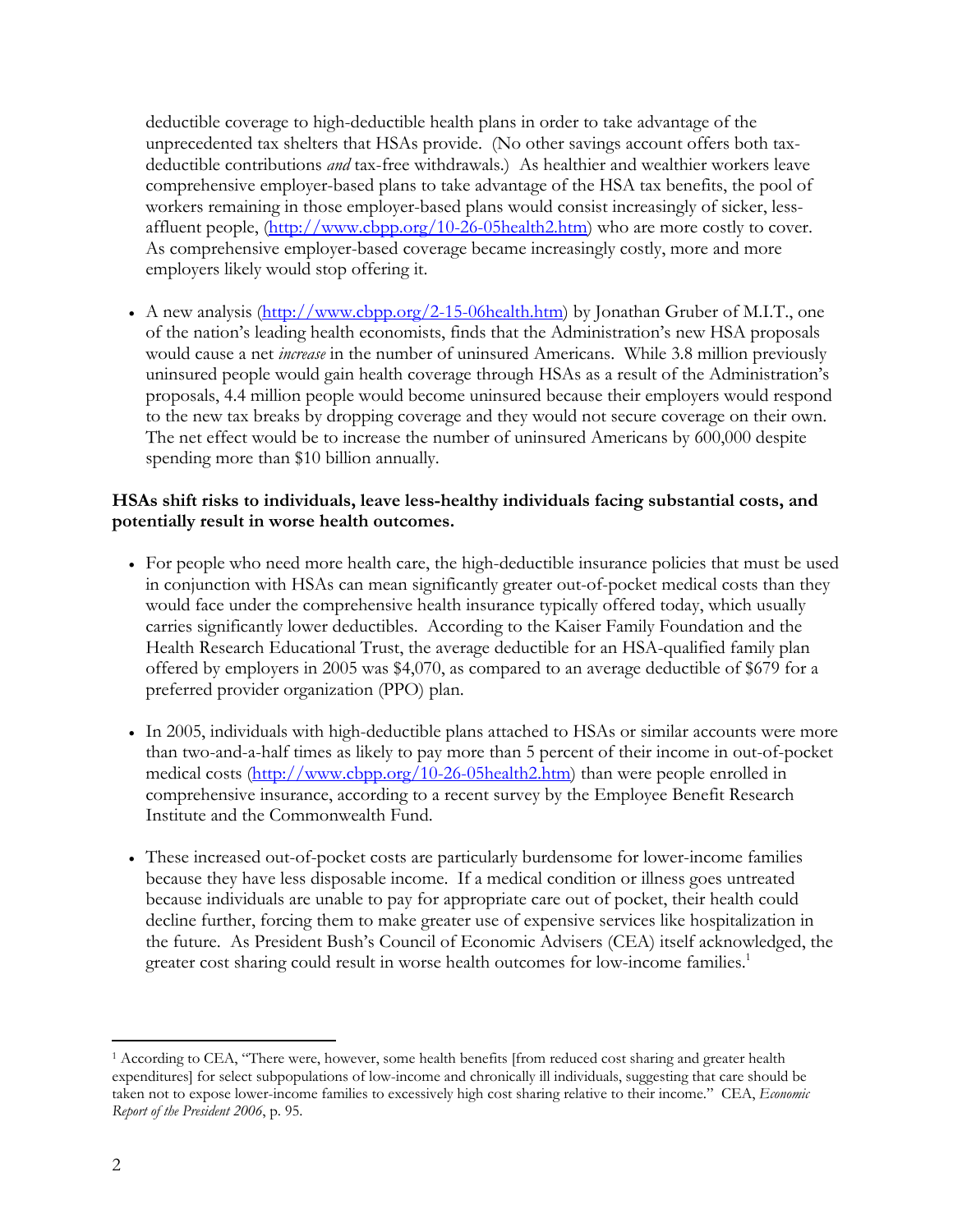deductible coverage to high-deductible health plans in order to take advantage of the unprecedented tax shelters that HSAs provide. (No other savings account offers both tax-deductible contributions *and* tax-free withdrawals.) As healthier and wealthier workers leave comprehensive employer-based plans to take advantage of the HSA tax benefits, the pool of workers remaining in those employer-based plans would consist increasingly of sicker, less-affluent people, (http://www.cbpp.org/10-26-05health2.htm) who are more costly to cover. As comprehensive employer-based coverage became increasingly costly, more and more employers likely would stop offering it.

- A new analysis (http://www.cbpp.org/2-15-06health.htm) by Jonathan Gruber of M.I.T., one of the nation's leading health economists, finds that the Administration's new HSA proposals would cause a net *increase* in the number of uninsured Americans. While 3.8 million previously uninsured people would gain health coverage through HSAs as a result of the Administration's proposals, 4.4 million people would become uninsured because their employers would respond to the new tax breaks by dropping coverage and they would not secure coverage on their own. The net effect would be to increase the number of uninsured Americans by 600,000 despite spending more than $10 billion annually.

**HSAs shift risks to individuals, leave less-healthy individuals facing substantial costs, and potentially result in worse health outcomes.**

- For people who need more health care, the high-deductible insurance policies that must be used in conjunction with HSAs can mean significantly greater out-of-pocket medical costs than they would face under the comprehensive health insurance typically offered today, which usually carries significantly lower deductibles. According to the Kaiser Family Foundation and the Health Research Educational Trust, the average deductible for an HSA-qualified family plan offered by employers in 2005 was $4,070, as compared to an average deductible of $679 for a preferred provider organization (PPO) plan.

- In 2005, individuals with high-deductible plans attached to HSAs or similar accounts were more than two-and-a-half times as likely to pay more than 5 percent of their income in out-of-pocket medical costs (http://www.cbpp.org/10-26-05health2.htm) than were people enrolled in comprehensive insurance, according to a recent survey by the Employee Benefit Research Institute and the Commonwealth Fund.

- These increased out-of-pocket costs are particularly burdensome for lower-income families because they have less disposable income. If a medical condition or illness goes untreated because individuals are unable to pay for appropriate care out of pocket, their health could decline further, forcing them to make greater use of expensive services like hospitalization in the future. As President Bush's Council of Economic Advisers (CEA) itself acknowledged, the greater cost sharing could result in worse health outcomes for low-income families.[1]

---

[1] According to CEA, "There were, however, some health benefits [from reduced cost sharing and greater health expenditures] for select subpopulations of low-income and chronically ill individuals, suggesting that care should be taken not to expose lower-income families to excessively high cost sharing relative to their income." CEA, *Economic Report of the President 2006*, p. 95.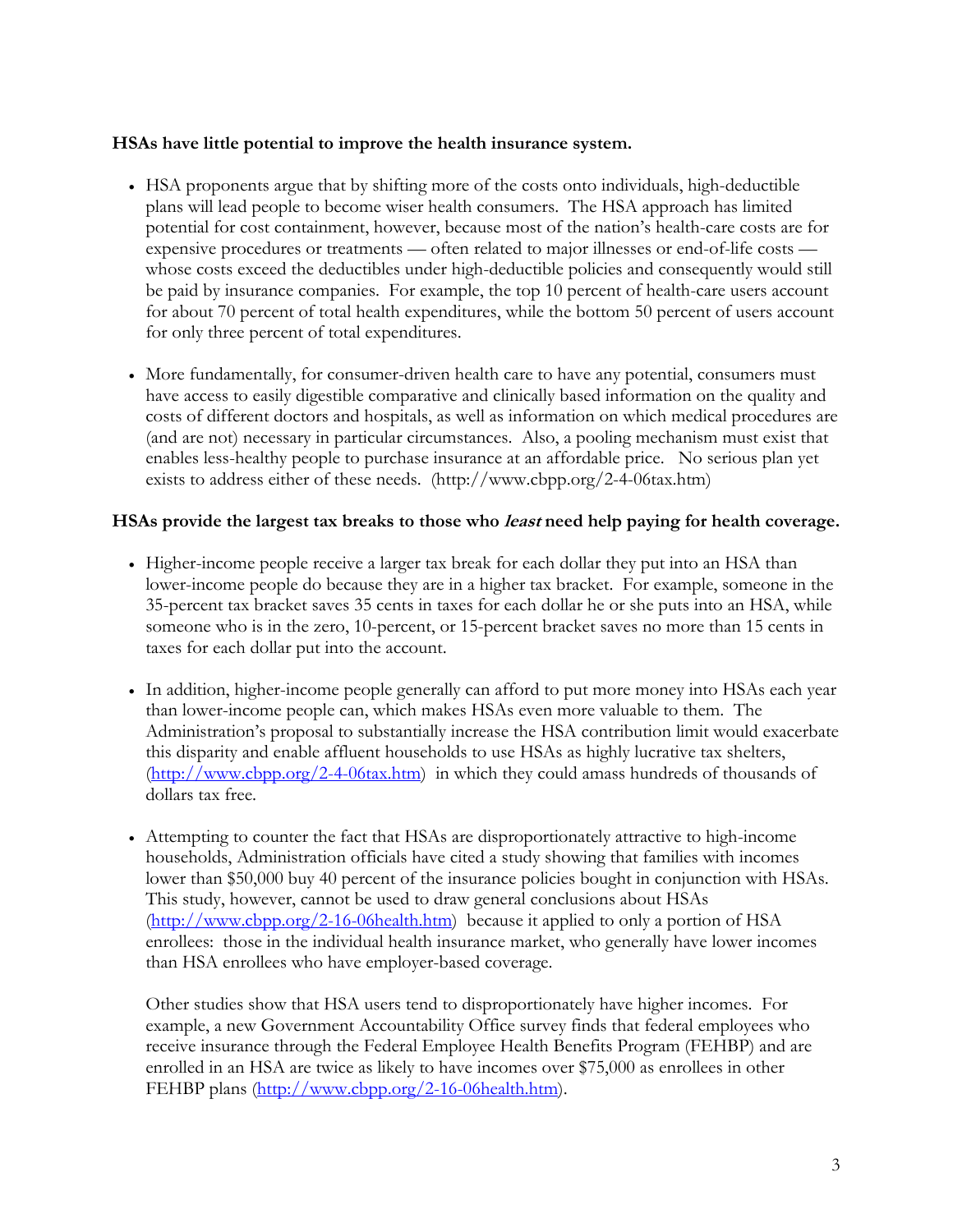**HSAs have little potential to improve the health insurance system.**

- HSA proponents argue that by shifting more of the costs onto individuals, high-deductible plans will lead people to become wiser health consumers. The HSA approach has limited potential for cost containment, however, because most of the nation's health-care costs are for expensive procedures or treatments — often related to major illnesses or end-of-life costs — whose costs exceed the deductibles under high-deductible policies and consequently would still be paid by insurance companies. For example, the top 10 percent of health-care users account for about 70 percent of total health expenditures, while the bottom 50 percent of users account for only three percent of total expenditures.

- More fundamentally, for consumer-driven health care to have any potential, consumers must have access to easily digestible comparative and clinically based information on the quality and costs of different doctors and hospitals, as well as information on which medical procedures are (and are not) necessary in particular circumstances. Also, a pooling mechanism must exist that enables less-healthy people to purchase insurance at an affordable price. No serious plan yet exists to address either of these needs. (http://www.cbpp.org/2-4-06tax.htm)

**HSAs provide the largest tax breaks to those who *least* need help paying for health coverage.**

- Higher-income people receive a larger tax break for each dollar they put into an HSA than lower-income people do because they are in a higher tax bracket. For example, someone in the 35-percent tax bracket saves 35 cents in taxes for each dollar he or she puts into an HSA, while someone who is in the zero, 10-percent, or 15-percent bracket saves no more than 15 cents in taxes for each dollar put into the account.

- In addition, higher-income people generally can afford to put more money into HSAs each year than lower-income people can, which makes HSAs even more valuable to them. The Administration's proposal to substantially increase the HSA contribution limit would exacerbate this disparity and enable affluent households to use HSAs as highly lucrative tax shelters, (http://www.cbpp.org/2-4-06tax.htm) in which they could amass hundreds of thousands of dollars tax free.

- Attempting to counter the fact that HSAs are disproportionately attractive to high-income households, Administration officials have cited a study showing that families with incomes lower than $50,000 buy 40 percent of the insurance policies bought in conjunction with HSAs. This study, however, cannot be used to draw general conclusions about HSAs (http://www.cbpp.org/2-16-06health.htm) because it applied to only a portion of HSA enrollees: those in the individual health insurance market, who generally have lower incomes than HSA enrollees who have employer-based coverage.

  Other studies show that HSA users tend to disproportionately have higher incomes. For example, a new Government Accountability Office survey finds that federal employees who receive insurance through the Federal Employee Health Benefits Program (FEHBP) and are enrolled in an HSA are twice as likely to have incomes over $75,000 as enrollees in other FEHBP plans (http://www.cbpp.org/2-16-06health.htm).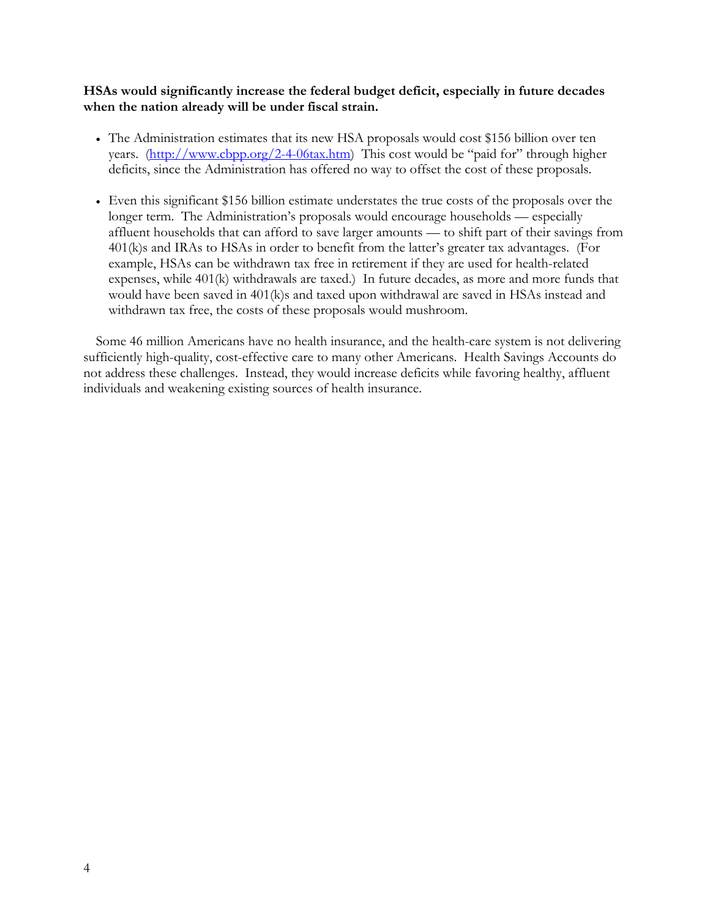**HSAs would significantly increase the federal budget deficit, especially in future decades when the nation already will be under fiscal strain.**

- The Administration estimates that its new HSA proposals would cost $156 billion over ten years. ([http://www.cbpp.org/2-4-06tax.htm](http://www.cbpp.org/2-4-06tax.htm)) This cost would be "paid for" through higher deficits, since the Administration has offered no way to offset the cost of these proposals.

- Even this significant $156 billion estimate understates the true costs of the proposals over the longer term. The Administration's proposals would encourage households — especially affluent households that can afford to save larger amounts — to shift part of their savings from 401(k)s and IRAs to HSAs in order to benefit from the latter's greater tax advantages. (For example, HSAs can be withdrawn tax free in retirement if they are used for health-related expenses, while 401(k) withdrawals are taxed.) In future decades, as more and more funds that would have been saved in 401(k)s and taxed upon withdrawal are saved in HSAs instead and withdrawn tax free, the costs of these proposals would mushroom.

Some 46 million Americans have no health insurance, and the health-care system is not delivering sufficiently high-quality, cost-effective care to many other Americans. Health Savings Accounts do not address these challenges. Instead, they would increase deficits while favoring healthy, affluent individuals and weakening existing sources of health insurance.